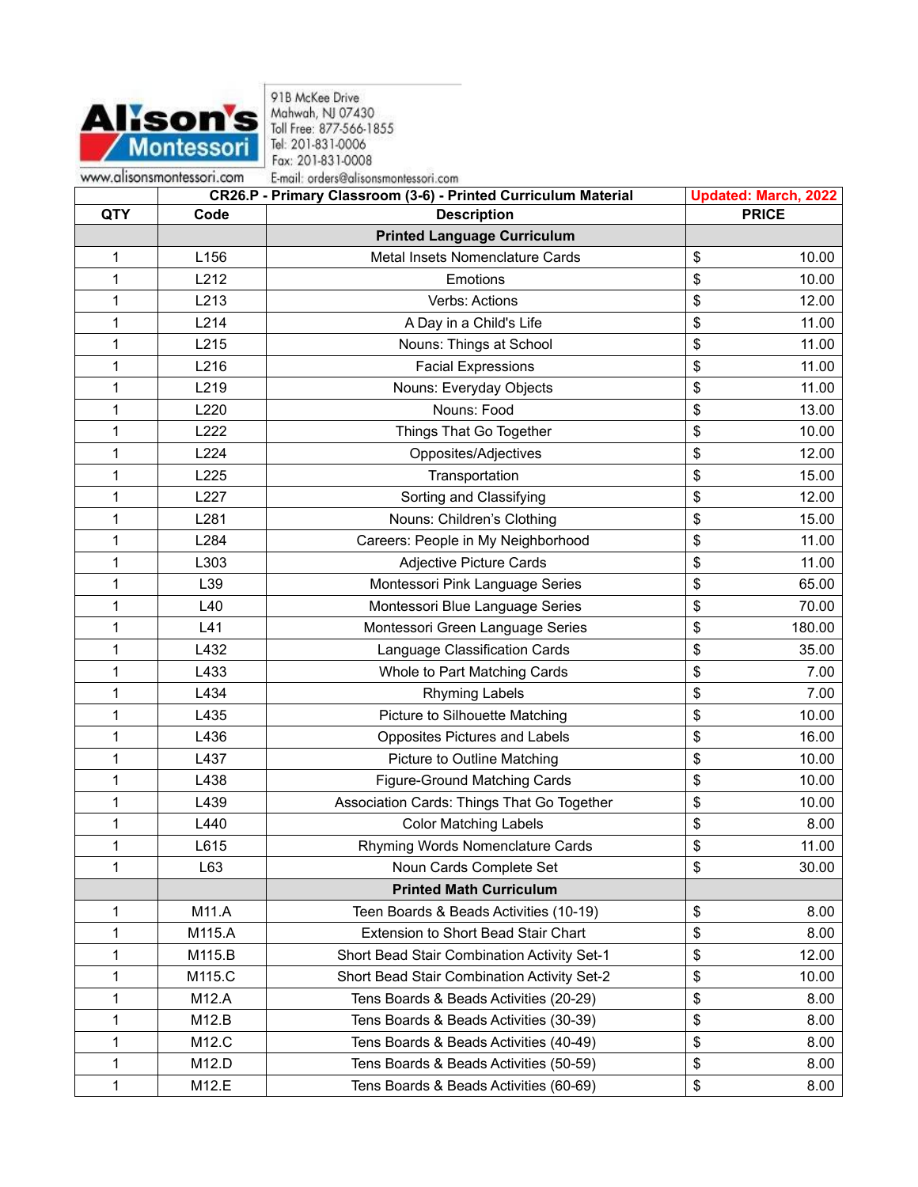Alison's Montessori

www.alisonsmontessori.com

91B McKee Drive
Mahwah, NJ 07430
Toll Free: 877-566-1855
Tel: 201-831-0006
Fax: 201-831-0008
E-mail: orders@alisonsmontessori.com

| CR26.P - Primary Classroom (3-6) - Printed Curriculum Material | | | Updated: March, 2022 |
|---|---|---|---|
| **QTY** | **Code** | **Description** | **PRICE** |
| | | **Printed Language Curriculum** | |
| 1 | L156 | Metal Insets Nomenclature Cards | $ 10.00 |
| 1 | L212 | Emotions | $ 10.00 |
| 1 | L213 | Verbs: Actions | $ 12.00 |
| 1 | L214 | A Day in a Child's Life | $ 11.00 |
| 1 | L215 | Nouns: Things at School | $ 11.00 |
| 1 | L216 | Facial Expressions | $ 11.00 |
| 1 | L219 | Nouns: Everyday Objects | $ 11.00 |
| 1 | L220 | Nouns: Food | $ 13.00 |
| 1 | L222 | Things That Go Together | $ 10.00 |
| 1 | L224 | Opposites/Adjectives | $ 12.00 |
| 1 | L225 | Transportation | $ 15.00 |
| 1 | L227 | Sorting and Classifying | $ 12.00 |
| 1 | L281 | Nouns: Children's Clothing | $ 15.00 |
| 1 | L284 | Careers: People in My Neighborhood | $ 11.00 |
| 1 | L303 | Adjective Picture Cards | $ 11.00 |
| 1 | L39 | Montessori Pink Language Series | $ 65.00 |
| 1 | L40 | Montessori Blue Language Series | $ 70.00 |
| 1 | L41 | Montessori Green Language Series | $ 180.00 |
| 1 | L432 | Language Classification Cards | $ 35.00 |
| 1 | L433 | Whole to Part Matching Cards | $ 7.00 |
| 1 | L434 | Rhyming Labels | $ 7.00 |
| 1 | L435 | Picture to Silhouette Matching | $ 10.00 |
| 1 | L436 | Opposites Pictures and Labels | $ 16.00 |
| 1 | L437 | Picture to Outline Matching | $ 10.00 |
| 1 | L438 | Figure-Ground Matching Cards | $ 10.00 |
| 1 | L439 | Association Cards: Things That Go Together | $ 10.00 |
| 1 | L440 | Color Matching Labels | $ 8.00 |
| 1 | L615 | Rhyming Words Nomenclature Cards | $ 11.00 |
| 1 | L63 | Noun Cards Complete Set | $ 30.00 |
| | | **Printed Math Curriculum** | |
| 1 | M11.A | Teen Boards & Beads Activities (10-19) | $ 8.00 |
| 1 | M115.A | Extension to Short Bead Stair Chart | $ 8.00 |
| 1 | M115.B | Short Bead Stair Combination Activity Set-1 | $ 12.00 |
| 1 | M115.C | Short Bead Stair Combination Activity Set-2 | $ 10.00 |
| 1 | M12.A | Tens Boards & Beads Activities (20-29) | $ 8.00 |
| 1 | M12.B | Tens Boards & Beads Activities (30-39) | $ 8.00 |
| 1 | M12.C | Tens Boards & Beads Activities (40-49) | $ 8.00 |
| 1 | M12.D | Tens Boards & Beads Activities (50-59) | $ 8.00 |
| 1 | M12.E | Tens Boards & Beads Activities (60-69) | $ 8.00 |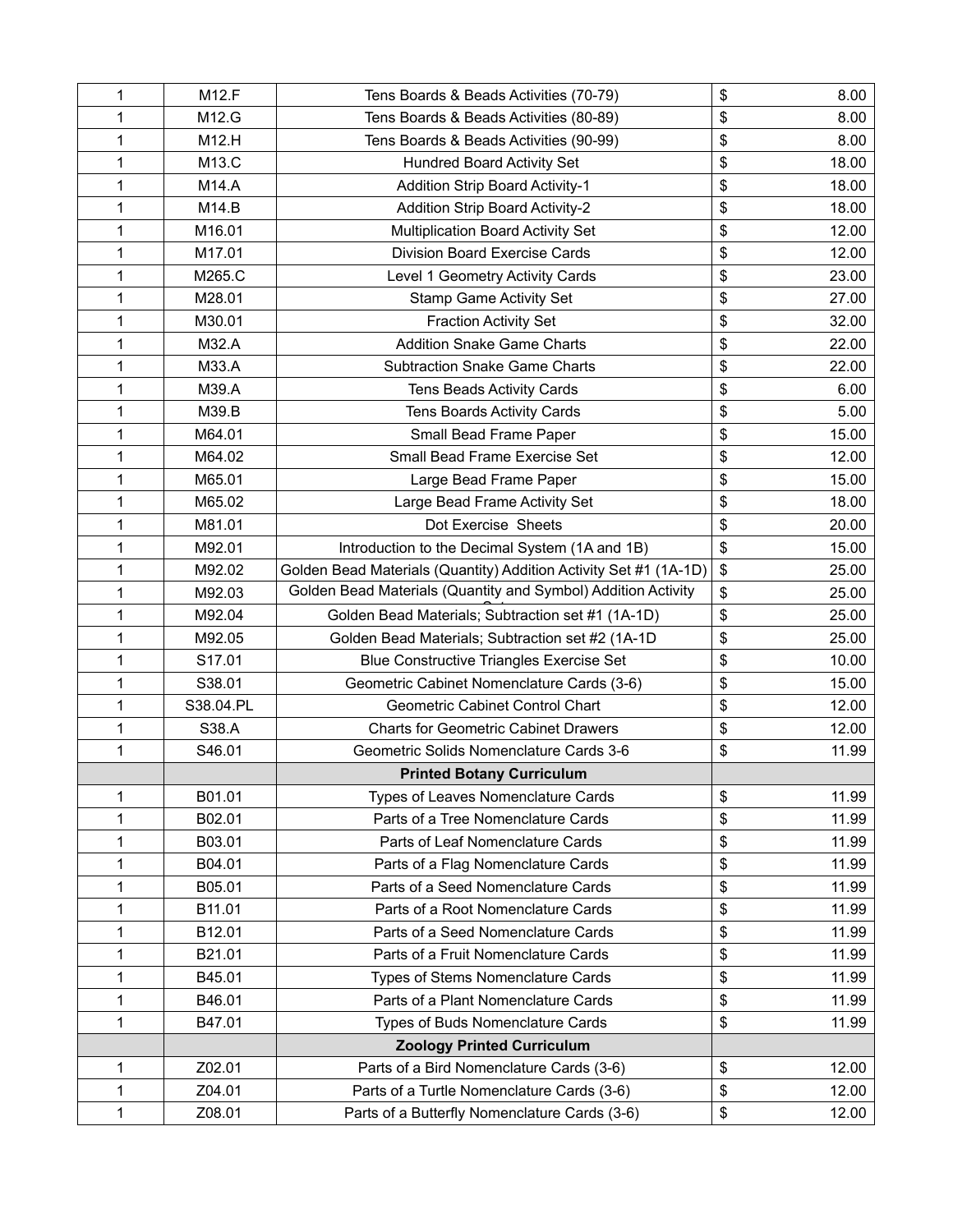| | | | |
|---|---|---|---|
| 1 | M12.F | Tens Boards & Beads Activities (70-79) | $ 8.00 |
| 1 | M12.G | Tens Boards & Beads Activities (80-89) | $ 8.00 |
| 1 | M12.H | Tens Boards & Beads Activities (90-99) | $ 8.00 |
| 1 | M13.C | Hundred Board Activity Set | $ 18.00 |
| 1 | M14.A | Addition Strip Board Activity-1 | $ 18.00 |
| 1 | M14.B | Addition Strip Board Activity-2 | $ 18.00 |
| 1 | M16.01 | Multiplication Board Activity Set | $ 12.00 |
| 1 | M17.01 | Division Board Exercise Cards | $ 12.00 |
| 1 | M265.C | Level 1 Geometry Activity Cards | $ 23.00 |
| 1 | M28.01 | Stamp Game Activity Set | $ 27.00 |
| 1 | M30.01 | Fraction Activity Set | $ 32.00 |
| 1 | M32.A | Addition Snake Game Charts | $ 22.00 |
| 1 | M33.A | Subtraction Snake Game Charts | $ 22.00 |
| 1 | M39.A | Tens Beads Activity Cards | $ 6.00 |
| 1 | M39.B | Tens Boards Activity Cards | $ 5.00 |
| 1 | M64.01 | Small Bead Frame Paper | $ 15.00 |
| 1 | M64.02 | Small Bead Frame Exercise Set | $ 12.00 |
| 1 | M65.01 | Large Bead Frame Paper | $ 15.00 |
| 1 | M65.02 | Large Bead Frame Activity Set | $ 18.00 |
| 1 | M81.01 | Dot Exercise Sheets | $ 20.00 |
| 1 | M92.01 | Introduction to the Decimal System (1A and 1B) | $ 15.00 |
| 1 | M92.02 | Golden Bead Materials (Quantity) Addition Activity Set #1 (1A-1D) | $ 25.00 |
| 1 | M92.03 | Golden Bead Materials (Quantity and Symbol) Addition Activity Set | $ 25.00 |
| 1 | M92.04 | Golden Bead Materials; Subtraction set #1 (1A-1D) | $ 25.00 |
| 1 | M92.05 | Golden Bead Materials; Subtraction set #2 (1A-1D | $ 25.00 |
| 1 | S17.01 | Blue Constructive Triangles Exercise Set | $ 10.00 |
| 1 | S38.01 | Geometric Cabinet Nomenclature Cards (3-6) | $ 15.00 |
| 1 | S38.04.PL | Geometric Cabinet Control Chart | $ 12.00 |
| 1 | S38.A | Charts for Geometric Cabinet Drawers | $ 12.00 |
| 1 | S46.01 | Geometric Solids Nomenclature Cards 3-6 | $ 11.99 |
| | | **Printed Botany Curriculum** | |
| 1 | B01.01 | Types of Leaves Nomenclature Cards | $ 11.99 |
| 1 | B02.01 | Parts of a Tree Nomenclature Cards | $ 11.99 |
| 1 | B03.01 | Parts of Leaf Nomenclature Cards | $ 11.99 |
| 1 | B04.01 | Parts of a Flag Nomenclature Cards | $ 11.99 |
| 1 | B05.01 | Parts of a Seed Nomenclature Cards | $ 11.99 |
| 1 | B11.01 | Parts of a Root Nomenclature Cards | $ 11.99 |
| 1 | B12.01 | Parts of a Seed Nomenclature Cards | $ 11.99 |
| 1 | B21.01 | Parts of a Fruit Nomenclature Cards | $ 11.99 |
| 1 | B45.01 | Types of Stems Nomenclature Cards | $ 11.99 |
| 1 | B46.01 | Parts of a Plant Nomenclature Cards | $ 11.99 |
| 1 | B47.01 | Types of Buds Nomenclature Cards | $ 11.99 |
| | | **Zoology Printed Curriculum** | |
| 1 | Z02.01 | Parts of a Bird Nomenclature Cards (3-6) | $ 12.00 |
| 1 | Z04.01 | Parts of a Turtle Nomenclature Cards (3-6) | $ 12.00 |
| 1 | Z08.01 | Parts of a Butterfly Nomenclature Cards (3-6) | $ 12.00 |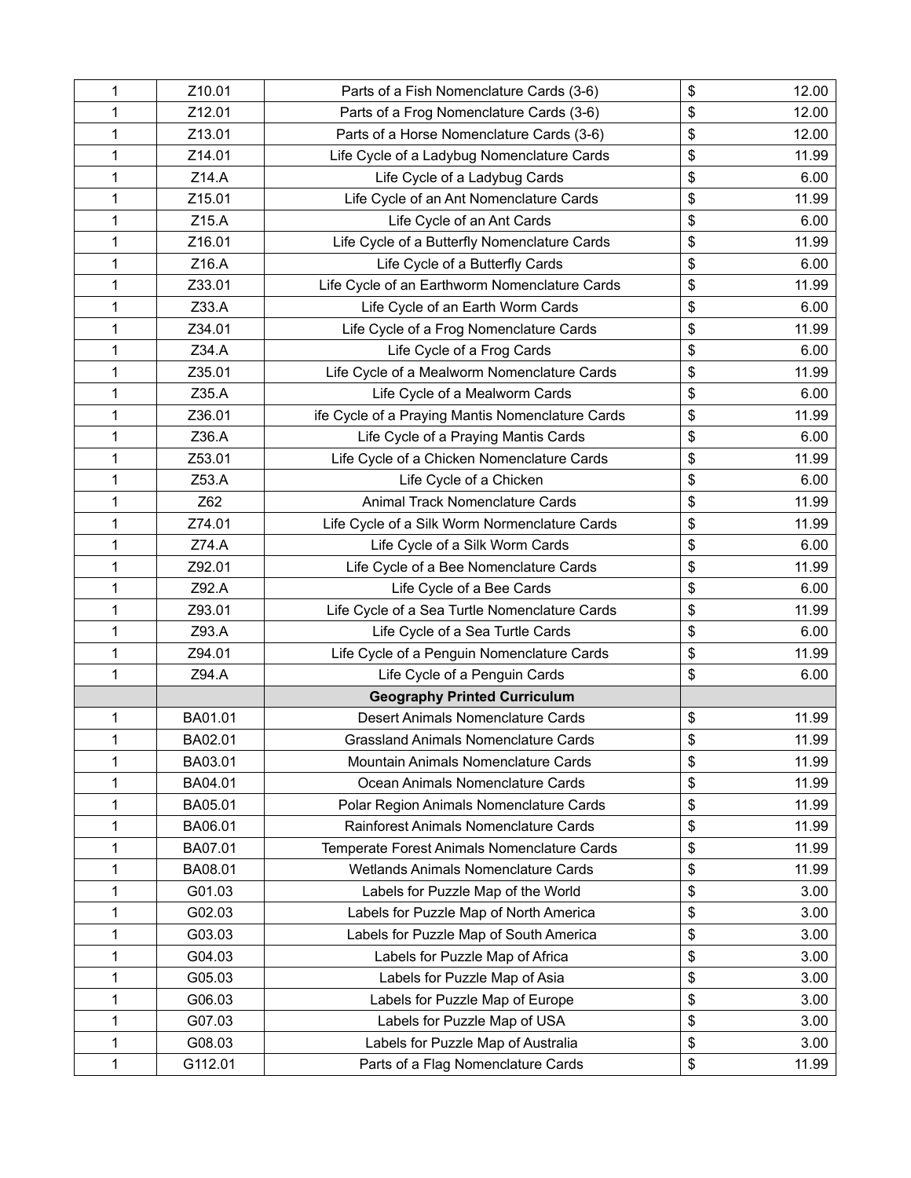| | | | |
|---|---|---|---|
| 1 | Z10.01 | Parts of a Fish Nomenclature Cards (3-6) | $ 12.00 |
| 1 | Z12.01 | Parts of a Frog Nomenclature Cards (3-6) | $ 12.00 |
| 1 | Z13.01 | Parts of a Horse Nomenclature Cards (3-6) | $ 12.00 |
| 1 | Z14.01 | Life Cycle of a Ladybug Nomenclature Cards | $ 11.99 |
| 1 | Z14.A | Life Cycle of a Ladybug Cards | $ 6.00 |
| 1 | Z15.01 | Life Cycle of an Ant Nomenclature Cards | $ 11.99 |
| 1 | Z15.A | Life Cycle of an Ant Cards | $ 6.00 |
| 1 | Z16.01 | Life Cycle of a Butterfly Nomenclature Cards | $ 11.99 |
| 1 | Z16.A | Life Cycle of a Butterfly Cards | $ 6.00 |
| 1 | Z33.01 | Life Cycle of an Earthworm Nomenclature Cards | $ 11.99 |
| 1 | Z33.A | Life Cycle of an Earth Worm Cards | $ 6.00 |
| 1 | Z34.01 | Life Cycle of a Frog Nomenclature Cards | $ 11.99 |
| 1 | Z34.A | Life Cycle of a Frog Cards | $ 6.00 |
| 1 | Z35.01 | Life Cycle of a Mealworm Nomenclature Cards | $ 11.99 |
| 1 | Z35.A | Life Cycle of a Mealworm Cards | $ 6.00 |
| 1 | Z36.01 | ife Cycle of a Praying Mantis Nomenclature Cards | $ 11.99 |
| 1 | Z36.A | Life Cycle of a Praying Mantis Cards | $ 6.00 |
| 1 | Z53.01 | Life Cycle of a Chicken Nomenclature Cards | $ 11.99 |
| 1 | Z53.A | Life Cycle of a Chicken | $ 6.00 |
| 1 | Z62 | Animal Track Nomenclature Cards | $ 11.99 |
| 1 | Z74.01 | Life Cycle of a Silk Worm Normenclature Cards | $ 11.99 |
| 1 | Z74.A | Life Cycle of a Silk Worm Cards | $ 6.00 |
| 1 | Z92.01 | Life Cycle of a Bee Nomenclature Cards | $ 11.99 |
| 1 | Z92.A | Life Cycle of a Bee Cards | $ 6.00 |
| 1 | Z93.01 | Life Cycle of a Sea Turtle Nomenclature Cards | $ 11.99 |
| 1 | Z93.A | Life Cycle of a Sea Turtle Cards | $ 6.00 |
| 1 | Z94.01 | Life Cycle of a Penguin Nomenclature Cards | $ 11.99 |
| 1 | Z94.A | Life Cycle of a Penguin Cards | $ 6.00 |
| | | **Geography Printed Curriculum** | |
| 1 | BA01.01 | Desert Animals Nomenclature Cards | $ 11.99 |
| 1 | BA02.01 | Grassland Animals Nomenclature Cards | $ 11.99 |
| 1 | BA03.01 | Mountain Animals Nomenclature Cards | $ 11.99 |
| 1 | BA04.01 | Ocean Animals Nomenclature Cards | $ 11.99 |
| 1 | BA05.01 | Polar Region Animals Nomenclature Cards | $ 11.99 |
| 1 | BA06.01 | Rainforest Animals Nomenclature Cards | $ 11.99 |
| 1 | BA07.01 | Temperate Forest Animals Nomenclature Cards | $ 11.99 |
| 1 | BA08.01 | Wetlands Animals Nomenclature Cards | $ 11.99 |
| 1 | G01.03 | Labels for Puzzle Map of the World | $ 3.00 |
| 1 | G02.03 | Labels for Puzzle Map of North America | $ 3.00 |
| 1 | G03.03 | Labels for Puzzle Map of South America | $ 3.00 |
| 1 | G04.03 | Labels for Puzzle Map of Africa | $ 3.00 |
| 1 | G05.03 | Labels for Puzzle Map of Asia | $ 3.00 |
| 1 | G06.03 | Labels for Puzzle Map of Europe | $ 3.00 |
| 1 | G07.03 | Labels for Puzzle Map of USA | $ 3.00 |
| 1 | G08.03 | Labels for Puzzle Map of Australia | $ 3.00 |
| 1 | G112.01 | Parts of a Flag Nomenclature Cards | $ 11.99 |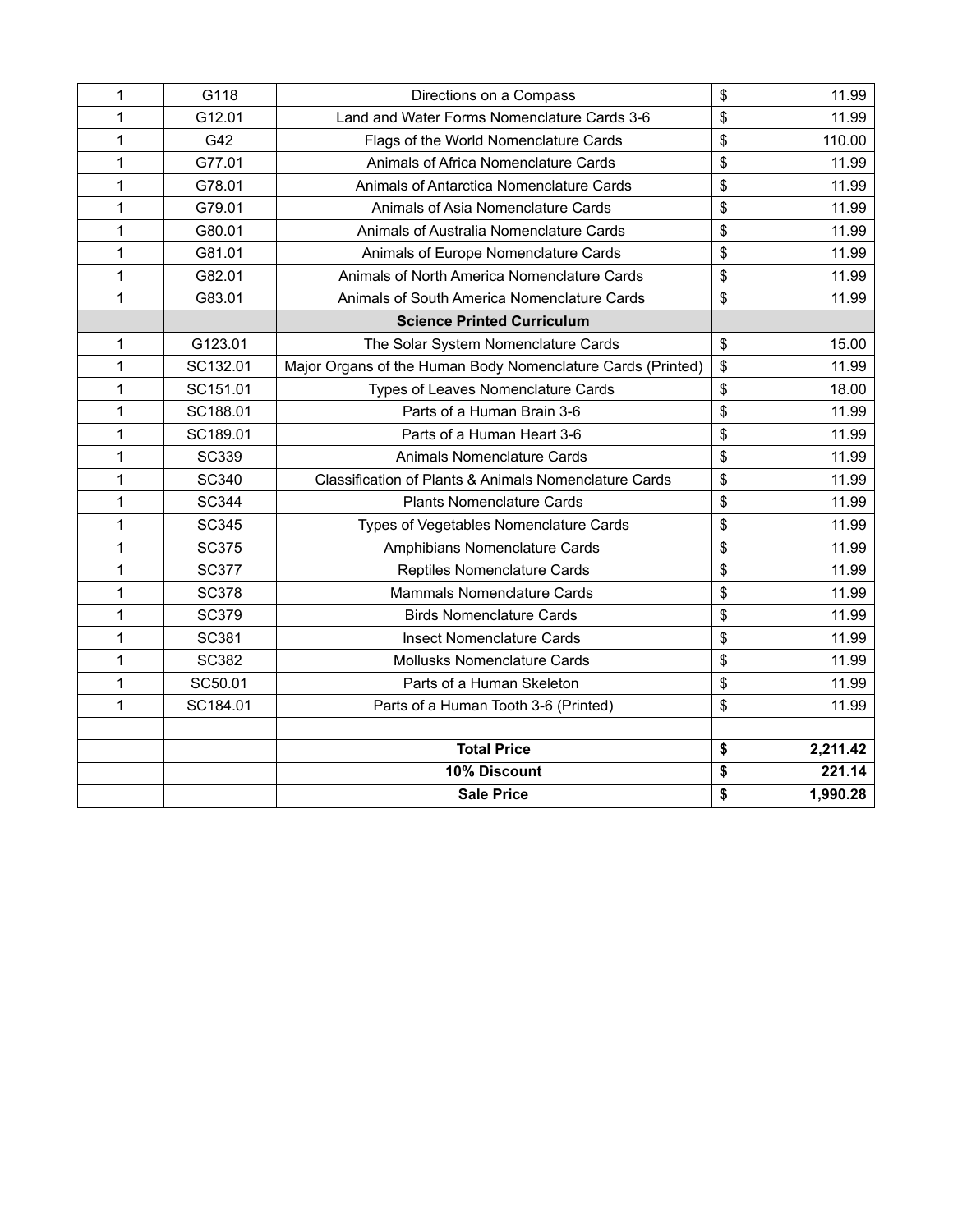| | | | | |
|---|---|---|---|---|
| 1 | G118 | Directions on a Compass | $ | 11.99 |
| 1 | G12.01 | Land and Water Forms Nomenclature Cards 3-6 | $ | 11.99 |
| 1 | G42 | Flags of the World Nomenclature Cards | $ | 110.00 |
| 1 | G77.01 | Animals of Africa Nomenclature Cards | $ | 11.99 |
| 1 | G78.01 | Animals of Antarctica Nomenclature Cards | $ | 11.99 |
| 1 | G79.01 | Animals of Asia Nomenclature Cards | $ | 11.99 |
| 1 | G80.01 | Animals of Australia Nomenclature Cards | $ | 11.99 |
| 1 | G81.01 | Animals of Europe Nomenclature Cards | $ | 11.99 |
| 1 | G82.01 | Animals of North America Nomenclature Cards | $ | 11.99 |
| 1 | G83.01 | Animals of South America Nomenclature Cards | $ | 11.99 |
| | | **Science Printed Curriculum** | | |
| 1 | G123.01 | The Solar System Nomenclature Cards | $ | 15.00 |
| 1 | SC132.01 | Major Organs of the Human Body Nomenclature Cards (Printed) | $ | 11.99 |
| 1 | SC151.01 | Types of Leaves Nomenclature Cards | $ | 18.00 |
| 1 | SC188.01 | Parts of a Human Brain 3-6 | $ | 11.99 |
| 1 | SC189.01 | Parts of a Human Heart 3-6 | $ | 11.99 |
| 1 | SC339 | Animals Nomenclature Cards | $ | 11.99 |
| 1 | SC340 | Classification of Plants & Animals Nomenclature Cards | $ | 11.99 |
| 1 | SC344 | Plants Nomenclature Cards | $ | 11.99 |
| 1 | SC345 | Types of Vegetables Nomenclature Cards | $ | 11.99 |
| 1 | SC375 | Amphibians Nomenclature Cards | $ | 11.99 |
| 1 | SC377 | Reptiles Nomenclature Cards | $ | 11.99 |
| 1 | SC378 | Mammals Nomenclature Cards | $ | 11.99 |
| 1 | SC379 | Birds Nomenclature Cards | $ | 11.99 |
| 1 | SC381 | Insect Nomenclature Cards | $ | 11.99 |
| 1 | SC382 | Mollusks Nomenclature Cards | $ | 11.99 |
| 1 | SC50.01 | Parts of a Human Skeleton | $ | 11.99 |
| 1 | SC184.01 | Parts of a Human Tooth 3-6 (Printed) | $ | 11.99 |
| | | | | |
| | | **Total Price** | **$** | **2,211.42** |
| | | **10% Discount** | **$** | **221.14** |
| | | **Sale Price** | **$** | **1,990.28** |